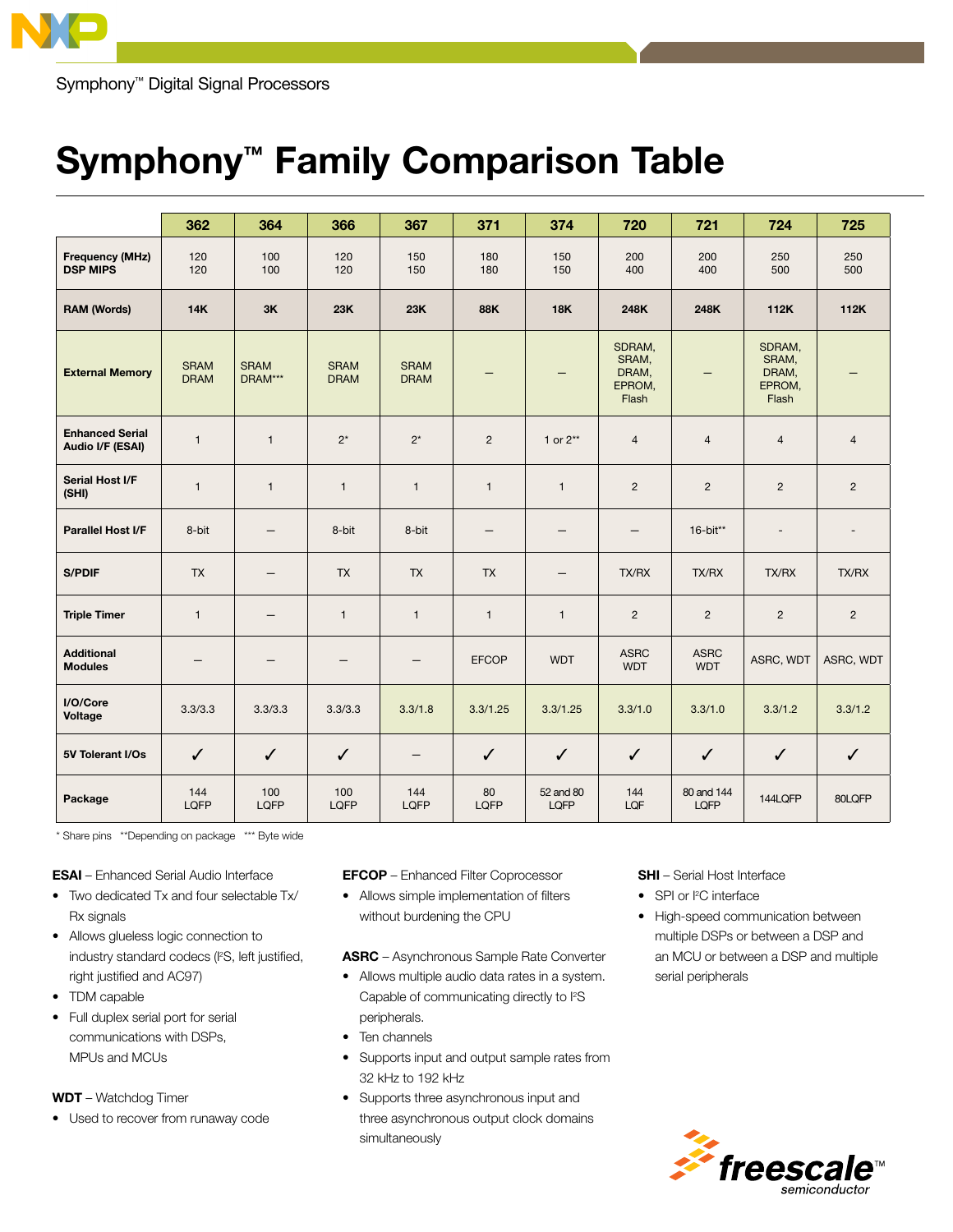Symphony™ Digital Signal Processors

# Symphony™ Family Comparison Table

| | 362 | 364 | 366 | 367 | 371 | 374 | 720 | 721 | 724 | 725 |
|---|---|---|---|---|---|---|---|---|---|---|
| **Frequency (MHz) DSP MIPS** | 120 120 | 100 100 | 120 120 | 150 150 | 180 180 | 150 150 | 200 400 | 200 400 | 250 500 | 250 500 |
| **RAM (Words)** | **14K** | **3K** | **23K** | **23K** | **88K** | **18K** | **248K** | **248K** | **112K** | **112K** |
| **External Memory** | SRAM DRAM | SRAM DRAM*** | SRAM DRAM | SRAM DRAM | – | – | SDRAM, SRAM, DRAM, EPROM, Flash | – | SDRAM, SRAM, DRAM, EPROM, Flash | – |
| **Enhanced Serial Audio I/F (ESAI)** | 1 | 1 | 2* | 2* | 2 | 1 or 2** | 4 | 4 | 4 | 4 |
| **Serial Host I/F (SHI)** | 1 | 1 | 1 | 1 | 1 | 1 | 2 | 2 | 2 | 2 |
| **Parallel Host I/F** | 8-bit | – | 8-bit | 8-bit | – | – | – | 16-bit** | - | - |
| **S/PDIF** | TX | – | TX | TX | TX | – | TX/RX | TX/RX | TX/RX | TX/RX |
| **Triple Timer** | 1 | – | 1 | 1 | 1 | 1 | 2 | 2 | 2 | 2 |
| **Additional Modules** | – | – | – | – | EFCOP | WDT | ASRC WDT | ASRC WDT | ASRC, WDT | ASRC, WDT |
| **I/O/Core Voltage** | 3.3/3.3 | 3.3/3.3 | 3.3/3.3 | 3.3/1.8 | 3.3/1.25 | 3.3/1.25 | 3.3/1.0 | 3.3/1.0 | 3.3/1.2 | 3.3/1.2 |
| **5V Tolerant I/Os** | ✓ | ✓ | ✓ | – | ✓ | ✓ | ✓ | ✓ | ✓ | ✓ |
| **Package** | 144 LQFP | 100 LQFP | 100 LQFP | 144 LQFP | 80 LQFP | 52 and 80 LQFP | 144 LQF | 80 and 144 LQFP | 144LQFP | 80LQFP |

\* Share pins  ** Depending on package  *** Byte wide

**ESAI** – Enhanced Serial Audio Interface

- Two dedicated Tx and four selectable Tx/Rx signals
- Allows glueless logic connection to industry standard codecs (I²S, left justified, right justified and AC97)
- TDM capable
- Full duplex serial port for serial communications with DSPs, MPUs and MCUs

**WDT** – Watchdog Timer

- Used to recover from runaway code

**EFCOP** – Enhanced Filter Coprocessor

- Allows simple implementation of filters without burdening the CPU

**ASRC** – Asynchronous Sample Rate Converter

- Allows multiple audio data rates in a system. Capable of communicating directly to I²S peripherals.
- Ten channels
- Supports input and output sample rates from 32 kHz to 192 kHz
- Supports three asynchronous input and three asynchronous output clock domains simultaneously

**SHI** – Serial Host Interface

- SPI or I²C interface
- High-speed communication between multiple DSPs or between a DSP and an MCU or between a DSP and multiple serial peripherals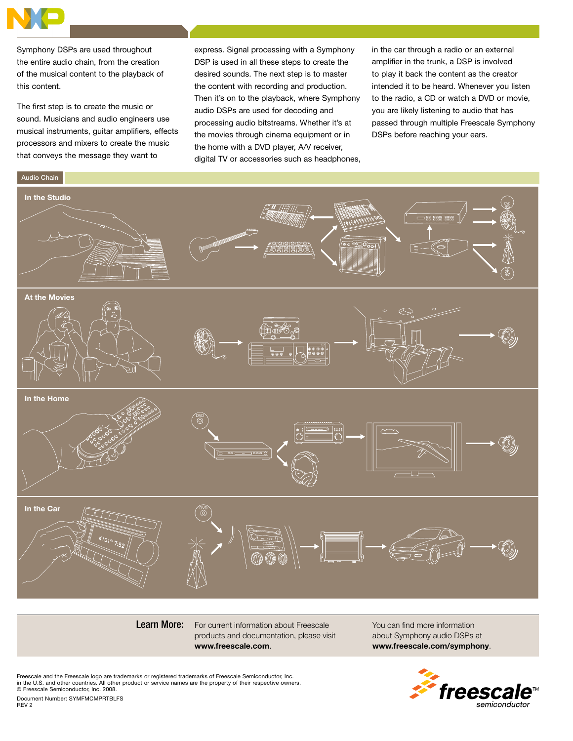Symphony DSPs are used throughout the entire audio chain, from the creation of the musical content to the playback of this content.

The first step is to create the music or sound. Musicians and audio engineers use musical instruments, guitar amplifiers, effects processors and mixers to create the music that conveys the message they want to express. Signal processing with a Symphony DSP is used in all these steps to create the desired sounds. The next step is to master the content with recording and production. Then it's on to the playback, where Symphony audio DSPs are used for decoding and processing audio bitstreams. Whether it's at the movies through cinema equipment or in the home with a DVD player, A/V receiver, digital TV or accessories such as headphones, in the car through a radio or an external amplifier in the trunk, a DSP is involved to play it back the content as the creator intended it to be heard. Whenever you listen to the radio, a CD or watch a DVD or movie, you are likely listening to audio that has passed through multiple Freescale Symphony DSPs before reaching your ears.

## Audio Chain

**In the Studio**

**At the Movies**

**In the Home**

**In the Car**

**Learn More:** For current information about Freescale products and documentation, please visit **www.freescale.com**.

You can find more information about Symphony audio DSPs at **www.freescale.com/symphony**.

Freescale and the Freescale logo are trademarks or registered trademarks of Freescale Semiconductor, Inc. in the U.S. and other countries. All other product or service names are the property of their respective owners. © Freescale Semiconductor, Inc. 2008.

Document Number: SYMFMCMPRTBLFS
REV 2